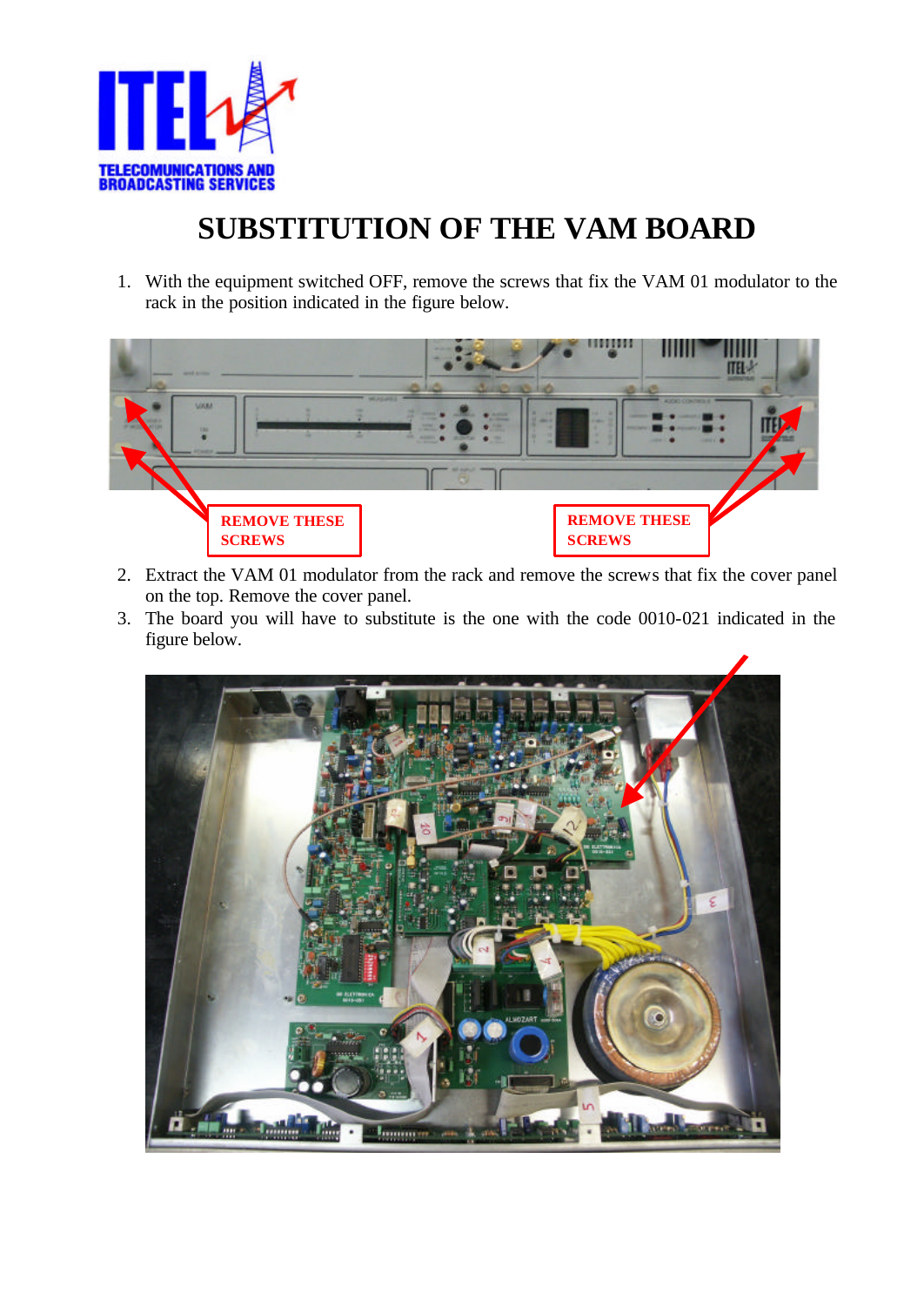# SUBSTITUTION OF THE VAM BOARD

1. With the equipment switched OFF, remove the screws that fix the VAM 01 modulator to the rack in the position indicated in the figure below.

REMOVE THESE SCREWS

REMOVE THESE SCREWS

2. Extract the VAM 01 modulator from the rack and remove the screws that fix the cover panel on the top. Remove the cover panel.
3. The board you will have to substitute is the one with the code 0010-021 indicated in the figure below.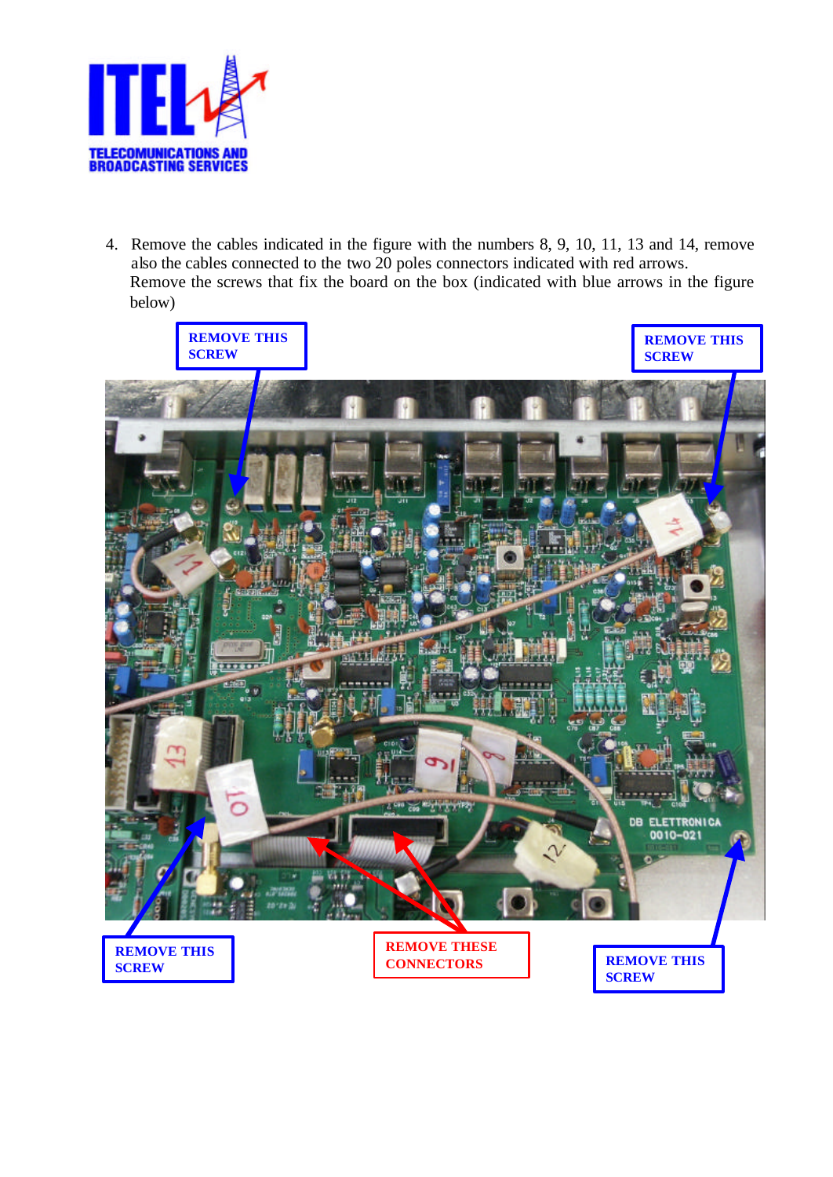4. Remove the cables indicated in the figure with the numbers 8, 9, 10, 11, 13 and 14, remove also the cables connected to the two 20 poles connectors indicated with red arrows.
   Remove the screws that fix the board on the box (indicated with blue arrows in the figure below)

REMOVE THIS SCREW

REMOVE THIS SCREW

REMOVE THIS SCREW

REMOVE THESE CONNECTORS

REMOVE THIS SCREW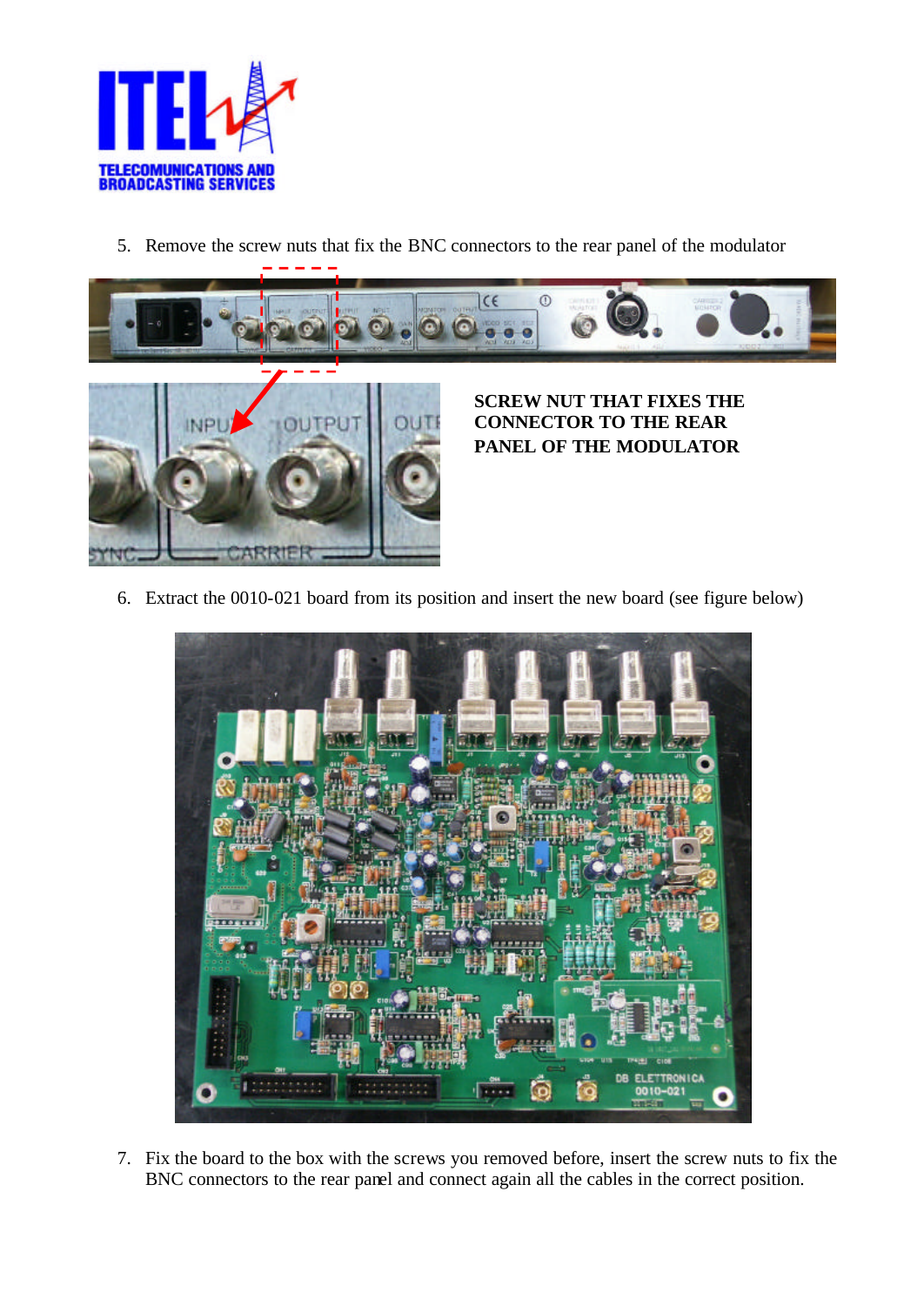5. Remove the screw nuts that fix the BNC connectors to the rear panel of the modulator

**SCREW NUT THAT FIXES THE CONNECTOR TO THE REAR PANEL OF THE MODULATOR**

6. Extract the 0010-021 board from its position and insert the new board (see figure below)

7. Fix the board to the box with the screws you removed before, insert the screw nuts to fix the BNC connectors to the rear panel and connect again all the cables in the correct position.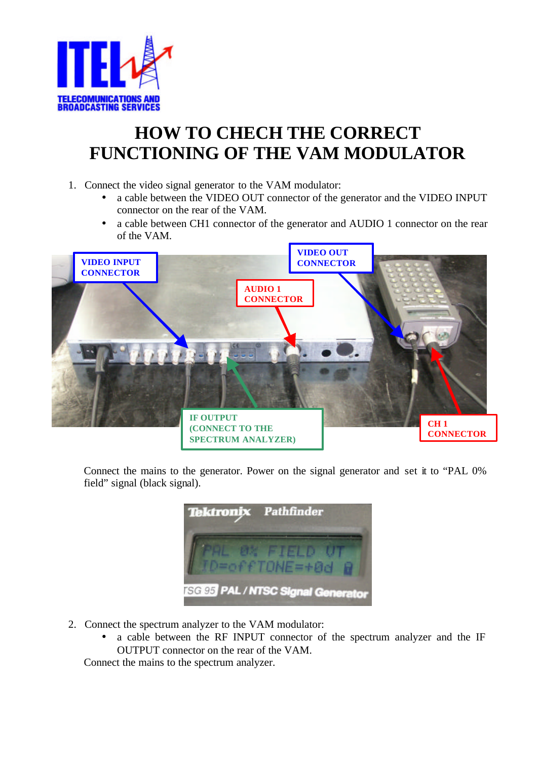# HOW TO CHECH THE CORRECT FUNCTIONING OF THE VAM MODULATOR

1. Connect the video signal generator to the VAM modulator:
   - a cable between the VIDEO OUT connector of the generator and the VIDEO INPUT connector on the rear of the VAM.
   - a cable between CH1 connector of the generator and AUDIO 1 connector on the rear of the VAM.

   Connect the mains to the generator. Power on the signal generator and set it to "PAL 0% field" signal (black signal).

2. Connect the spectrum analyzer to the VAM modulator:
   - a cable between the RF INPUT connector of the spectrum analyzer and the IF OUTPUT connector on the rear of the VAM.

   Connect the mains to the spectrum analyzer.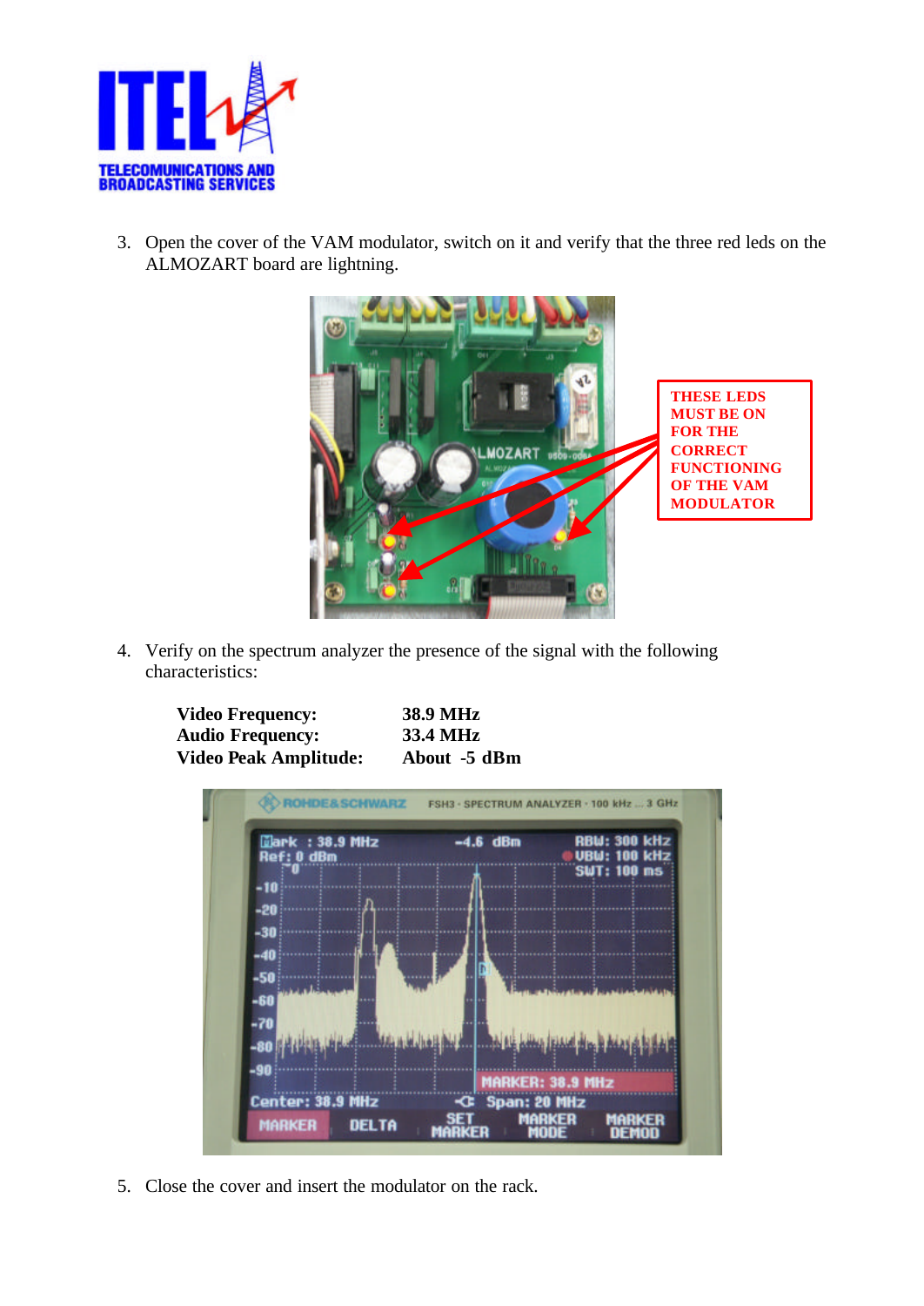3. Open the cover of the VAM modulator, switch on it and verify that the three red leds on the ALMOZART board are lightning.

THESE LEDS MUST BE ON FOR THE CORRECT FUNCTIONING OF THE VAM MODULATOR

4. Verify on the spectrum analyzer the presence of the signal with the following characteristics:

| | |
|---|---|
| **Video Frequency:** | **38.9 MHz** |
| **Audio Frequency:** | **33.4 MHz** |
| **Video Peak Amplitude:** | **About -5 dBm** |

5. Close the cover and insert the modulator on the rack.